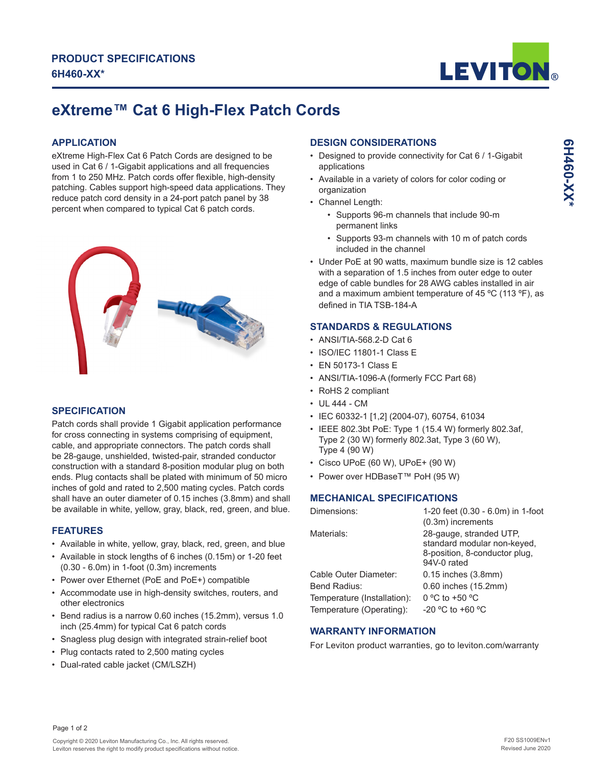# PRODUCT SPECIFICATIONS

**6H460-XX***

## eXtreme™ Cat 6 High-Flex Patch Cords

### APPLICATION

eXtreme High-Flex Cat 6 Patch Cords are designed to be used in Cat 6 / 1-Gigabit applications and all frequencies from 1 to 250 MHz. Patch cords offer flexible, high-density patching. Cables support high-speed data applications. They reduce patch cord density in a 24-port patch panel by 38 percent when compared to typical Cat 6 patch cords.

### SPECIFICATION

Patch cords shall provide 1 Gigabit application performance for cross connecting in systems comprising of equipment, cable, and appropriate connectors. The patch cords shall be 28-gauge, unshielded, twisted-pair, stranded conductor construction with a standard 8-position modular plug on both ends. Plug contacts shall be plated with minimum of 50 micro inches of gold and rated to 2,500 mating cycles. Patch cords shall have an outer diameter of 0.15 inches (3.8mm) and shall be available in white, yellow, gray, black, red, green, and blue.

### FEATURES

- Available in white, yellow, gray, black, red, green, and blue
- Available in stock lengths of 6 inches (0.15m) or 1-20 feet (0.30 - 6.0m) in 1-foot (0.3m) increments
- Power over Ethernet (PoE and PoE+) compatible
- Accommodate use in high-density switches, routers, and other electronics
- Bend radius is a narrow 0.60 inches (15.2mm), versus 1.0 inch (25.4mm) for typical Cat 6 patch cords
- Snagless plug design with integrated strain-relief boot
- Plug contacts rated to 2,500 mating cycles
- Dual-rated cable jacket (CM/LSZH)

### DESIGN CONSIDERATIONS

- Designed to provide connectivity for Cat 6 / 1-Gigabit applications
- Available in a variety of colors for color coding or organization
- Channel Length:
  - Supports 96-m channels that include 90-m permanent links
  - Supports 93-m channels with 10 m of patch cords included in the channel
- Under PoE at 90 watts, maximum bundle size is 12 cables with a separation of 1.5 inches from outer edge to outer edge of cable bundles for 28 AWG cables installed in air and a maximum ambient temperature of 45 ºC (113 ºF), as defined in TIA TSB-184-A

### STANDARDS & REGULATIONS

- ANSI/TIA-568.2-D Cat 6
- ISO/IEC 11801-1 Class E
- EN 50173-1 Class E
- ANSI/TIA-1096-A (formerly FCC Part 68)
- RoHS 2 compliant
- UL 444 - CM
- IEC 60332-1 [1,2] (2004-07), 60754, 61034
- IEEE 802.3bt PoE: Type 1 (15.4 W) formerly 802.3af, Type 2 (30 W) formerly 802.3at, Type 3 (60 W), Type 4 (90 W)
- Cisco UPoE (60 W), UPoE+ (90 W)
- Power over HDBaseT™ PoH (95 W)

### MECHANICAL SPECIFICATIONS

| | |
|---|---|
| Dimensions: | 1-20 feet (0.30 - 6.0m) in 1-foot (0.3m) increments |
| Materials: | 28-gauge, stranded UTP, standard modular non-keyed, 8-position, 8-conductor plug, 94V-0 rated |
| Cable Outer Diameter: | 0.15 inches (3.8mm) |
| Bend Radius: | 0.60 inches (15.2mm) |
| Temperature (Installation): | 0 ºC to +50 ºC |
| Temperature (Operating): | -20 ºC to +60 ºC |

### WARRANTY INFORMATION

For Leviton product warranties, go to leviton.com/warranty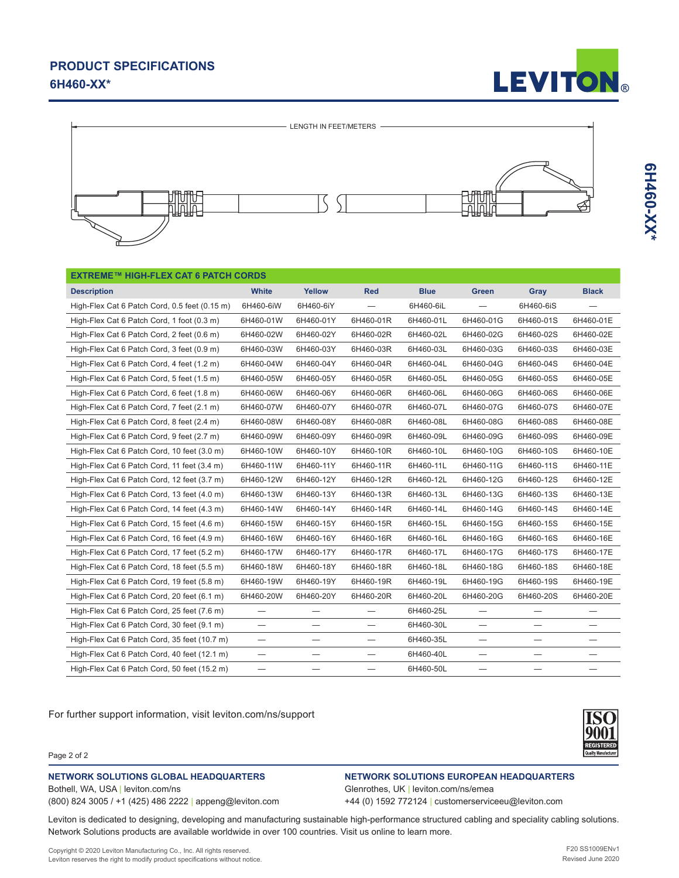# PRODUCT SPECIFICATIONS

## 6H460-XX*

LENGTH IN FEET/METERS

| EXTREME™ HIGH-FLEX CAT 6 PATCH CORDS | | | | | | | |
|---|---|---|---|---|---|---|---|
| **Description** | **White** | **Yellow** | **Red** | **Blue** | **Green** | **Gray** | **Black** |
| High-Flex Cat 6 Patch Cord, 0.5 feet (0.15 m) | 6H460-6iW | 6H460-6iY | — | 6H460-6iL | — | 6H460-6iS | — |
| High-Flex Cat 6 Patch Cord, 1 foot (0.3 m) | 6H460-01W | 6H460-01Y | 6H460-01R | 6H460-01L | 6H460-01G | 6H460-01S | 6H460-01E |
| High-Flex Cat 6 Patch Cord, 2 feet (0.6 m) | 6H460-02W | 6H460-02Y | 6H460-02R | 6H460-02L | 6H460-02G | 6H460-02S | 6H460-02E |
| High-Flex Cat 6 Patch Cord, 3 feet (0.9 m) | 6H460-03W | 6H460-03Y | 6H460-03R | 6H460-03L | 6H460-03G | 6H460-03S | 6H460-03E |
| High-Flex Cat 6 Patch Cord, 4 feet (1.2 m) | 6H460-04W | 6H460-04Y | 6H460-04R | 6H460-04L | 6H460-04G | 6H460-04S | 6H460-04E |
| High-Flex Cat 6 Patch Cord, 5 feet (1.5 m) | 6H460-05W | 6H460-05Y | 6H460-05R | 6H460-05L | 6H460-05G | 6H460-05S | 6H460-05E |
| High-Flex Cat 6 Patch Cord, 6 feet (1.8 m) | 6H460-06W | 6H460-06Y | 6H460-06R | 6H460-06L | 6H460-06G | 6H460-06S | 6H460-06E |
| High-Flex Cat 6 Patch Cord, 7 feet (2.1 m) | 6H460-07W | 6H460-07Y | 6H460-07R | 6H460-07L | 6H460-07G | 6H460-07S | 6H460-07E |
| High-Flex Cat 6 Patch Cord, 8 feet (2.4 m) | 6H460-08W | 6H460-08Y | 6H460-08R | 6H460-08L | 6H460-08G | 6H460-08S | 6H460-08E |
| High-Flex Cat 6 Patch Cord, 9 feet (2.7 m) | 6H460-09W | 6H460-09Y | 6H460-09R | 6H460-09L | 6H460-09G | 6H460-09S | 6H460-09E |
| High-Flex Cat 6 Patch Cord, 10 feet (3.0 m) | 6H460-10W | 6H460-10Y | 6H460-10R | 6H460-10L | 6H460-10G | 6H460-10S | 6H460-10E |
| High-Flex Cat 6 Patch Cord, 11 feet (3.4 m) | 6H460-11W | 6H460-11Y | 6H460-11R | 6H460-11L | 6H460-11G | 6H460-11S | 6H460-11E |
| High-Flex Cat 6 Patch Cord, 12 feet (3.7 m) | 6H460-12W | 6H460-12Y | 6H460-12R | 6H460-12L | 6H460-12G | 6H460-12S | 6H460-12E |
| High-Flex Cat 6 Patch Cord, 13 feet (4.0 m) | 6H460-13W | 6H460-13Y | 6H460-13R | 6H460-13L | 6H460-13G | 6H460-13S | 6H460-13E |
| High-Flex Cat 6 Patch Cord, 14 feet (4.3 m) | 6H460-14W | 6H460-14Y | 6H460-14R | 6H460-14L | 6H460-14G | 6H460-14S | 6H460-14E |
| High-Flex Cat 6 Patch Cord, 15 feet (4.6 m) | 6H460-15W | 6H460-15Y | 6H460-15R | 6H460-15L | 6H460-15G | 6H460-15S | 6H460-15E |
| High-Flex Cat 6 Patch Cord, 16 feet (4.9 m) | 6H460-16W | 6H460-16Y | 6H460-16R | 6H460-16L | 6H460-16G | 6H460-16S | 6H460-16E |
| High-Flex Cat 6 Patch Cord, 17 feet (5.2 m) | 6H460-17W | 6H460-17Y | 6H460-17R | 6H460-17L | 6H460-17G | 6H460-17S | 6H460-17E |
| High-Flex Cat 6 Patch Cord, 18 feet (5.5 m) | 6H460-18W | 6H460-18Y | 6H460-18R | 6H460-18L | 6H460-18G | 6H460-18S | 6H460-18E |
| High-Flex Cat 6 Patch Cord, 19 feet (5.8 m) | 6H460-19W | 6H460-19Y | 6H460-19R | 6H460-19L | 6H460-19G | 6H460-19S | 6H460-19E |
| High-Flex Cat 6 Patch Cord, 20 feet (6.1 m) | 6H460-20W | 6H460-20Y | 6H460-20R | 6H460-20L | 6H460-20G | 6H460-20S | 6H460-20E |
| High-Flex Cat 6 Patch Cord, 25 feet (7.6 m) | — | — | — | 6H460-25L | — | — | — |
| High-Flex Cat 6 Patch Cord, 30 feet (9.1 m) | — | — | — | 6H460-30L | — | — | — |
| High-Flex Cat 6 Patch Cord, 35 feet (10.7 m) | — | — | — | 6H460-35L | — | — | — |
| High-Flex Cat 6 Patch Cord, 40 feet (12.1 m) | — | — | — | 6H460-40L | — | — | — |
| High-Flex Cat 6 Patch Cord, 50 feet (15.2 m) | — | — | — | 6H460-50L | — | — | — |

For further support information, visit leviton.com/ns/support

**NETWORK SOLUTIONS GLOBAL HEADQUARTERS**
Bothell, WA, USA | leviton.com/ns
(800) 824 3005 / +1 (425) 486 2222 | appeng@leviton.com

**NETWORK SOLUTIONS EUROPEAN HEADQUARTERS**
Glenrothes, UK | leviton.com/ns/emea
+44 (0) 1592 772124 | customerserviceeu@leviton.com

Leviton is dedicated to designing, developing and manufacturing sustainable high-performance structured cabling and speciality cabling solutions. Network Solutions products are available worldwide in over 100 countries. Visit us online to learn more.

Copyright © 2020 Leviton Manufacturing Co., Inc. All rights reserved.
Leviton reserves the right to modify product specifications without notice.

F20 SS1009ENv1
Revised June 2020